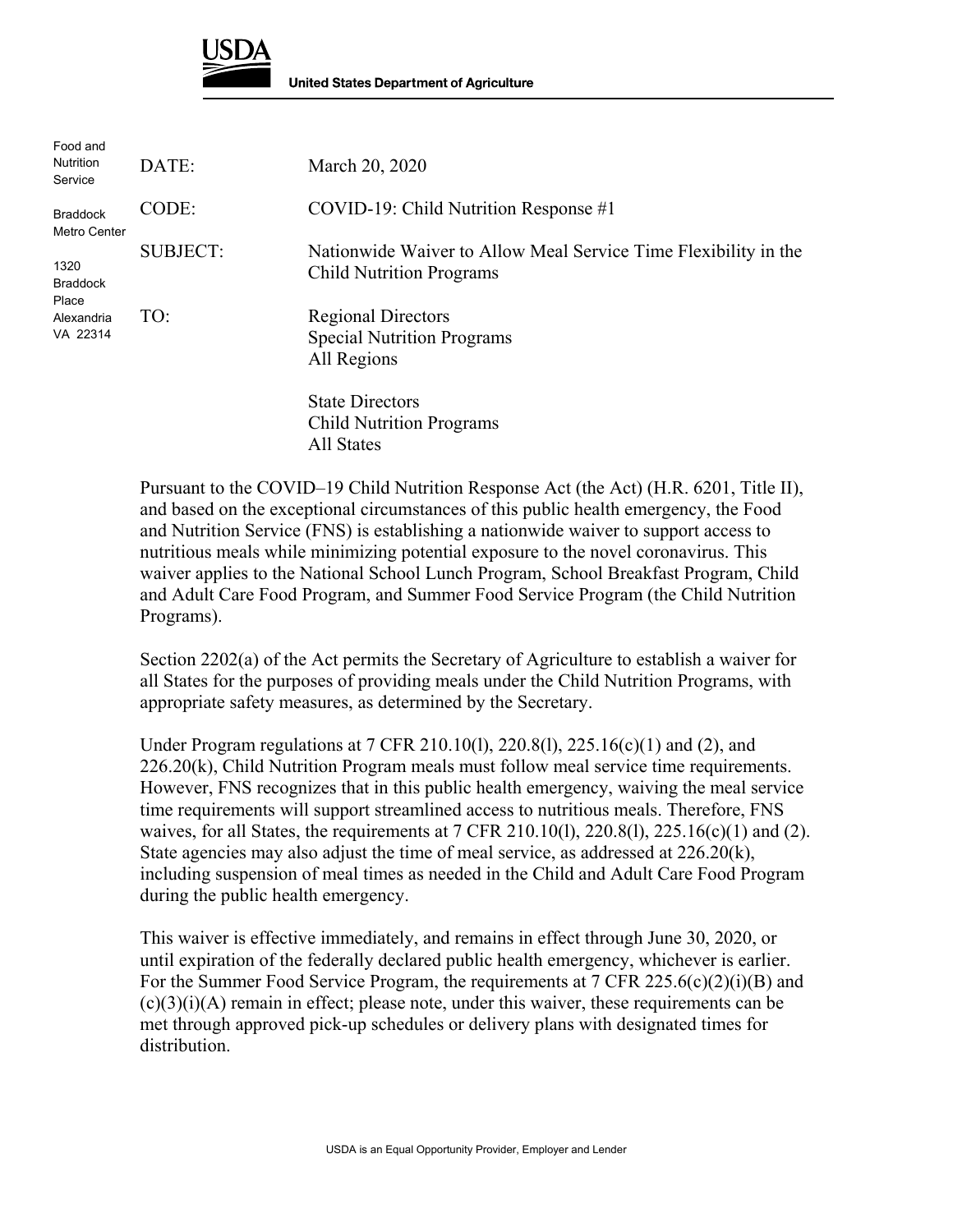**USDA**

**United States Department of Agriculture**

Food and Nutrition Service

Braddock Metro Center

1320 Braddock Place
Alexandria VA 22314

DATE: March 20, 2020

CODE: COVID-19: Child Nutrition Response #1

SUBJECT: Nationwide Waiver to Allow Meal Service Time Flexibility in the Child Nutrition Programs

TO: Regional Directors
Special Nutrition Programs
All Regions

State Directors
Child Nutrition Programs
All States

Pursuant to the COVID–19 Child Nutrition Response Act (the Act) (H.R. 6201, Title II), and based on the exceptional circumstances of this public health emergency, the Food and Nutrition Service (FNS) is establishing a nationwide waiver to support access to nutritious meals while minimizing potential exposure to the novel coronavirus. This waiver applies to the National School Lunch Program, School Breakfast Program, Child and Adult Care Food Program, and Summer Food Service Program (the Child Nutrition Programs).

Section 2202(a) of the Act permits the Secretary of Agriculture to establish a waiver for all States for the purposes of providing meals under the Child Nutrition Programs, with appropriate safety measures, as determined by the Secretary.

Under Program regulations at 7 CFR 210.10(l), 220.8(l), 225.16(c)(1) and (2), and 226.20(k), Child Nutrition Program meals must follow meal service time requirements. However, FNS recognizes that in this public health emergency, waiving the meal service time requirements will support streamlined access to nutritious meals. Therefore, FNS waives, for all States, the requirements at 7 CFR 210.10(l), 220.8(l), 225.16(c)(1) and (2). State agencies may also adjust the time of meal service, as addressed at 226.20(k), including suspension of meal times as needed in the Child and Adult Care Food Program during the public health emergency.

This waiver is effective immediately, and remains in effect through June 30, 2020, or until expiration of the federally declared public health emergency, whichever is earlier. For the Summer Food Service Program, the requirements at 7 CFR 225.6(c)(2)(i)(B) and (c)(3)(i)(A) remain in effect; please note, under this waiver, these requirements can be met through approved pick-up schedules or delivery plans with designated times for distribution.

USDA is an Equal Opportunity Provider, Employer and Lender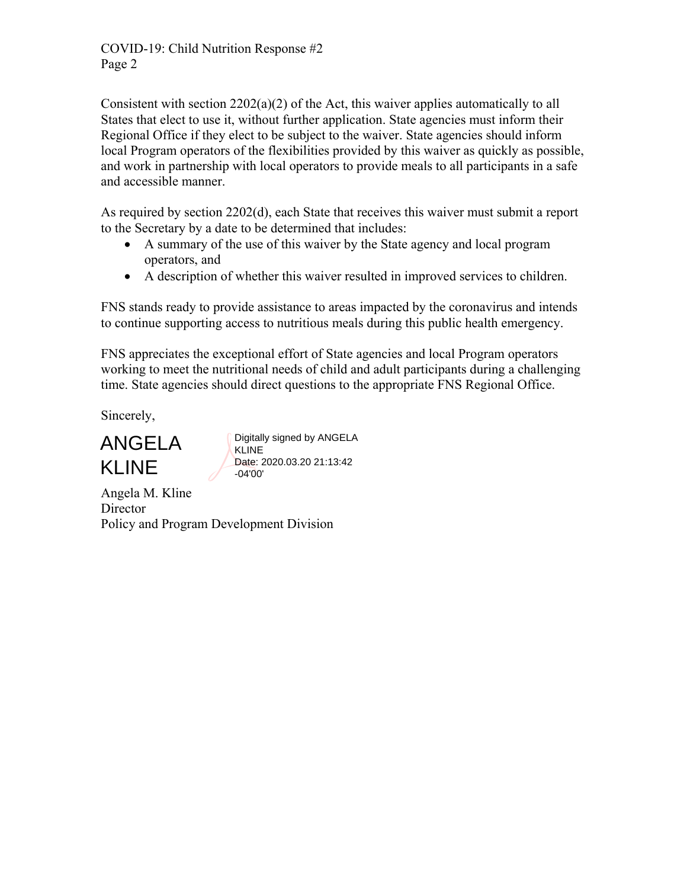Consistent with section 2202(a)(2) of the Act, this waiver applies automatically to all States that elect to use it, without further application. State agencies must inform their Regional Office if they elect to be subject to the waiver. State agencies should inform local Program operators of the flexibilities provided by this waiver as quickly as possible, and work in partnership with local operators to provide meals to all participants in a safe and accessible manner.

As required by section 2202(d), each State that receives this waiver must submit a report to the Secretary by a date to be determined that includes:

- A summary of the use of this waiver by the State agency and local program operators, and
- A description of whether this waiver resulted in improved services to children.

FNS stands ready to provide assistance to areas impacted by the coronavirus and intends to continue supporting access to nutritious meals during this public health emergency.

FNS appreciates the exceptional effort of State agencies and local Program operators working to meet the nutritional needs of child and adult participants during a challenging time. State agencies should direct questions to the appropriate FNS Regional Office.

Sincerely,

ANGELA KLINE

Digitally signed by ANGELA KLINE
Date: 2020.03.20 21:13:42 -04'00'

Angela M. Kline
Director
Policy and Program Development Division